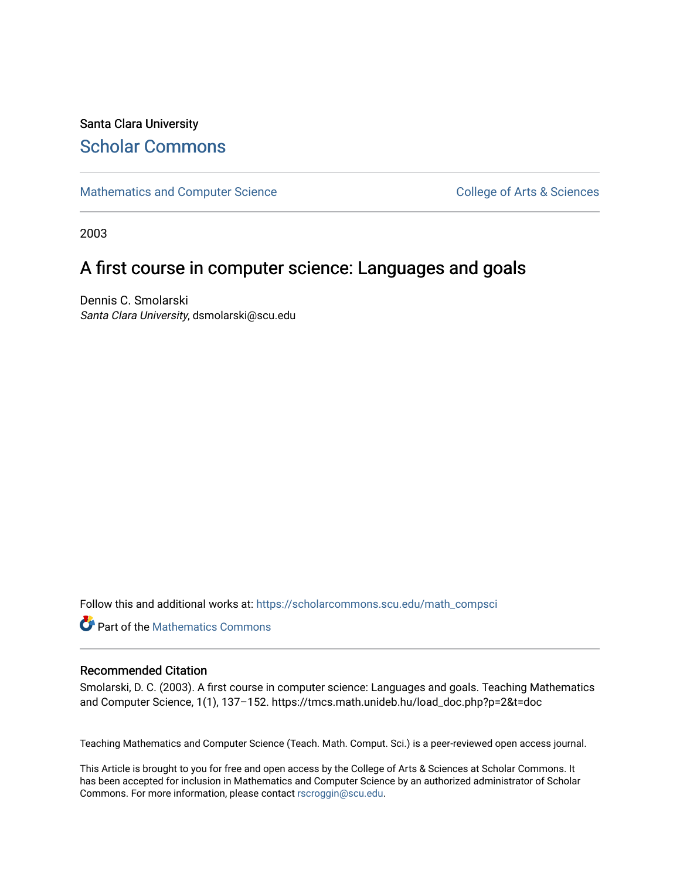Santa Clara University

# Scholar Commons

Mathematics and Computer Science

College of Arts & Sciences

2003

## A first course in computer science: Languages and goals

Dennis C. Smolarski
*Santa Clara University*, dsmolarski@scu.edu

Follow this and additional works at: https://scholarcommons.scu.edu/math_compsci

Part of the Mathematics Commons

### Recommended Citation

Smolarski, D. C. (2003). A first course in computer science: Languages and goals. Teaching Mathematics and Computer Science, 1(1), 137–152. https://tmcs.math.unideb.hu/load_doc.php?p=2&t=doc

Teaching Mathematics and Computer Science (Teach. Math. Comput. Sci.) is a peer-reviewed open access journal.

This Article is brought to you for free and open access by the College of Arts & Sciences at Scholar Commons. It has been accepted for inclusion in Mathematics and Computer Science by an authorized administrator of Scholar Commons. For more information, please contact rscroggin@scu.edu.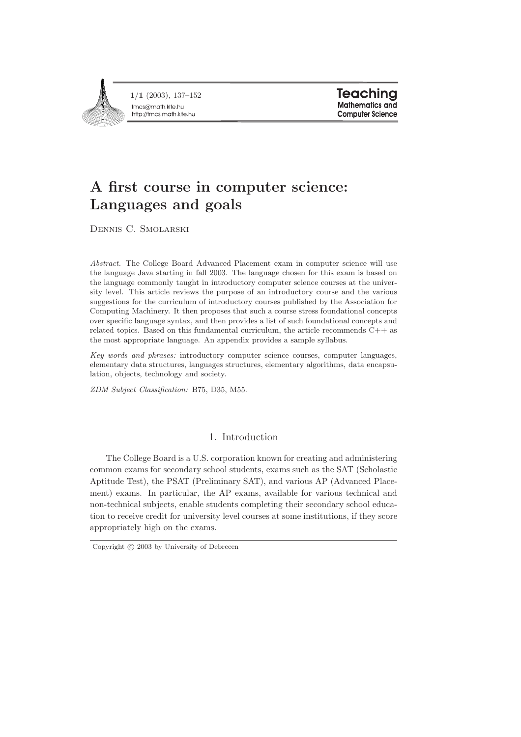# A first course in computer science: Languages and goals

Dennis C. Smolarski

*Abstract.* The College Board Advanced Placement exam in computer science will use the language Java starting in fall 2003. The language chosen for this exam is based on the language commonly taught in introductory computer science courses at the university level. This article reviews the purpose of an introductory course and the various suggestions for the curriculum of introductory courses published by the Association for Computing Machinery. It then proposes that such a course stress foundational concepts over specific language syntax, and then provides a list of such foundational concepts and related topics. Based on this fundamental curriculum, the article recommends C++ as the most appropriate language. An appendix provides a sample syllabus.

*Key words and phrases:* introductory computer science courses, computer languages, elementary data structures, languages structures, elementary algorithms, data encapsulation, objects, technology and society.

*ZDM Subject Classification:* B75, D35, M55.

## 1. Introduction

The College Board is a U.S. corporation known for creating and administering common exams for secondary school students, exams such as the SAT (Scholastic Aptitude Test), the PSAT (Preliminary SAT), and various AP (Advanced Placement) exams. In particular, the AP exams, available for various technical and non-technical subjects, enable students completing their secondary school education to receive credit for university level courses at some institutions, if they score appropriately high on the exams.

Copyright © 2003 by University of Debrecen